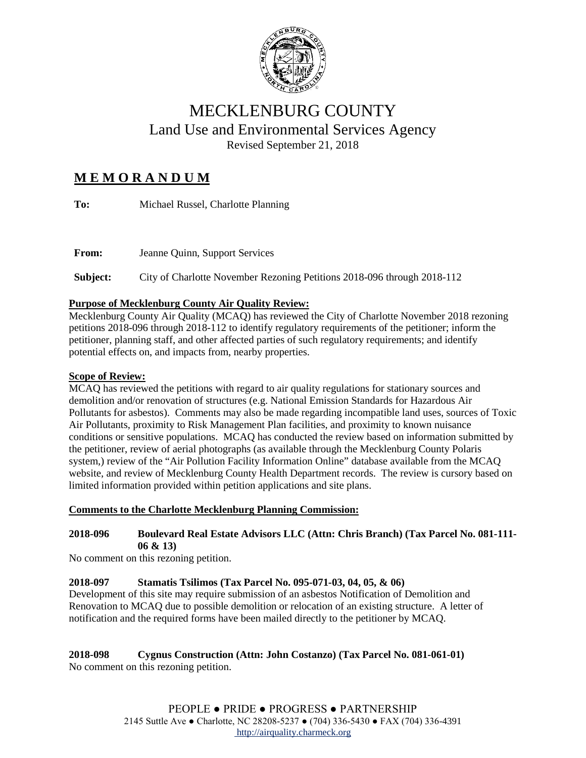# MECKLENBURG COUNTY

## Land Use and Environmental Services Agency

Revised September 21, 2018

## M E M O R A N D U M

**To:** Michael Russel, Charlotte Planning

**From:** Jeanne Quinn, Support Services

**Subject:** City of Charlotte November Rezoning Petitions 2018-096 through 2018-112

**Purpose of Mecklenburg County Air Quality Review:**

Mecklenburg County Air Quality (MCAQ) has reviewed the City of Charlotte November 2018 rezoning petitions 2018-096 through 2018-112 to identify regulatory requirements of the petitioner; inform the petitioner, planning staff, and other affected parties of such regulatory requirements; and identify potential effects on, and impacts from, nearby properties.

**Scope of Review:**

MCAQ has reviewed the petitions with regard to air quality regulations for stationary sources and demolition and/or renovation of structures (e.g. National Emission Standards for Hazardous Air Pollutants for asbestos). Comments may also be made regarding incompatible land uses, sources of Toxic Air Pollutants, proximity to Risk Management Plan facilities, and proximity to known nuisance conditions or sensitive populations. MCAQ has conducted the review based on information submitted by the petitioner, review of aerial photographs (as available through the Mecklenburg County Polaris system,) review of the "Air Pollution Facility Information Online" database available from the MCAQ website, and review of Mecklenburg County Health Department records. The review is cursory based on limited information provided within petition applications and site plans.

**Comments to the Charlotte Mecklenburg Planning Commission:**

**2018-096 Boulevard Real Estate Advisors LLC (Attn: Chris Branch) (Tax Parcel No. 081-111-06 & 13)**

No comment on this rezoning petition.

**2018-097 Stamatis Tsilimos (Tax Parcel No. 095-071-03, 04, 05, & 06)**

Development of this site may require submission of an asbestos Notification of Demolition and Renovation to MCAQ due to possible demolition or relocation of an existing structure. A letter of notification and the required forms have been mailed directly to the petitioner by MCAQ.

**2018-098 Cygnus Construction (Attn: John Costanzo) (Tax Parcel No. 081-061-01)**

No comment on this rezoning petition.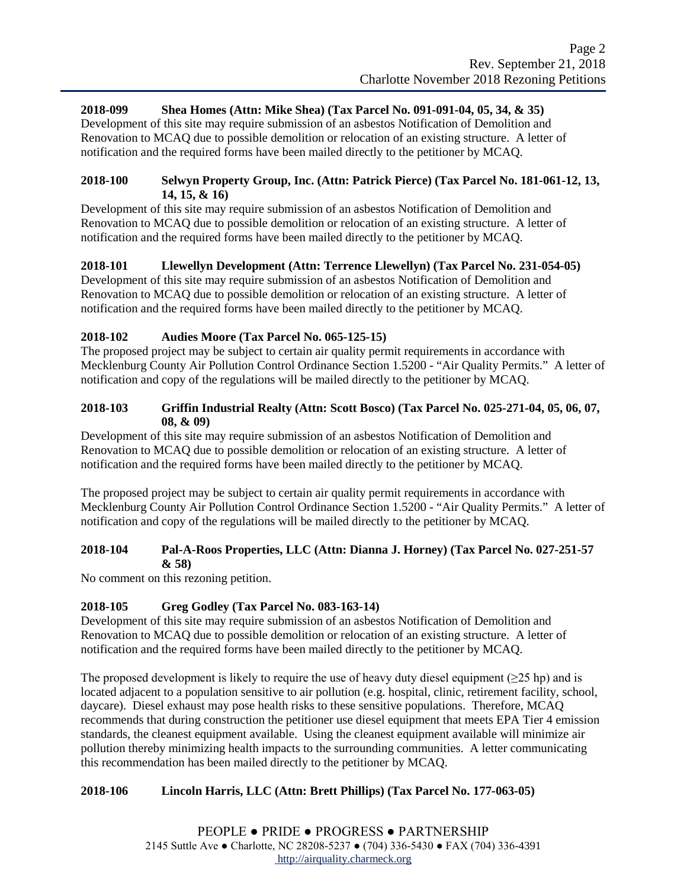**2018-099 Shea Homes (Attn: Mike Shea) (Tax Parcel No. 091-091-04, 05, 34, & 35)**

Development of this site may require submission of an asbestos Notification of Demolition and Renovation to MCAQ due to possible demolition or relocation of an existing structure. A letter of notification and the required forms have been mailed directly to the petitioner by MCAQ.

**2018-100 Selwyn Property Group, Inc. (Attn: Patrick Pierce) (Tax Parcel No. 181-061-12, 13, 14, 15, & 16)**

Development of this site may require submission of an asbestos Notification of Demolition and Renovation to MCAQ due to possible demolition or relocation of an existing structure. A letter of notification and the required forms have been mailed directly to the petitioner by MCAQ.

**2018-101 Llewellyn Development (Attn: Terrence Llewellyn) (Tax Parcel No. 231-054-05)**

Development of this site may require submission of an asbestos Notification of Demolition and Renovation to MCAQ due to possible demolition or relocation of an existing structure. A letter of notification and the required forms have been mailed directly to the petitioner by MCAQ.

**2018-102 Audies Moore (Tax Parcel No. 065-125-15)**

The proposed project may be subject to certain air quality permit requirements in accordance with Mecklenburg County Air Pollution Control Ordinance Section 1.5200 - "Air Quality Permits." A letter of notification and copy of the regulations will be mailed directly to the petitioner by MCAQ.

**2018-103 Griffin Industrial Realty (Attn: Scott Bosco) (Tax Parcel No. 025-271-04, 05, 06, 07, 08, & 09)**

Development of this site may require submission of an asbestos Notification of Demolition and Renovation to MCAQ due to possible demolition or relocation of an existing structure. A letter of notification and the required forms have been mailed directly to the petitioner by MCAQ.

The proposed project may be subject to certain air quality permit requirements in accordance with Mecklenburg County Air Pollution Control Ordinance Section 1.5200 - "Air Quality Permits." A letter of notification and copy of the regulations will be mailed directly to the petitioner by MCAQ.

**2018-104 Pal-A-Roos Properties, LLC (Attn: Dianna J. Horney) (Tax Parcel No. 027-251-57 & 58)**

No comment on this rezoning petition.

**2018-105 Greg Godley (Tax Parcel No. 083-163-14)**

Development of this site may require submission of an asbestos Notification of Demolition and Renovation to MCAQ due to possible demolition or relocation of an existing structure. A letter of notification and the required forms have been mailed directly to the petitioner by MCAQ.

The proposed development is likely to require the use of heavy duty diesel equipment ($\geq$25 hp) and is located adjacent to a population sensitive to air pollution (e.g. hospital, clinic, retirement facility, school, daycare). Diesel exhaust may pose health risks to these sensitive populations. Therefore, MCAQ recommends that during construction the petitioner use diesel equipment that meets EPA Tier 4 emission standards, the cleanest equipment available. Using the cleanest equipment available will minimize air pollution thereby minimizing health impacts to the surrounding communities. A letter communicating this recommendation has been mailed directly to the petitioner by MCAQ.

**2018-106 Lincoln Harris, LLC (Attn: Brett Phillips) (Tax Parcel No. 177-063-05)**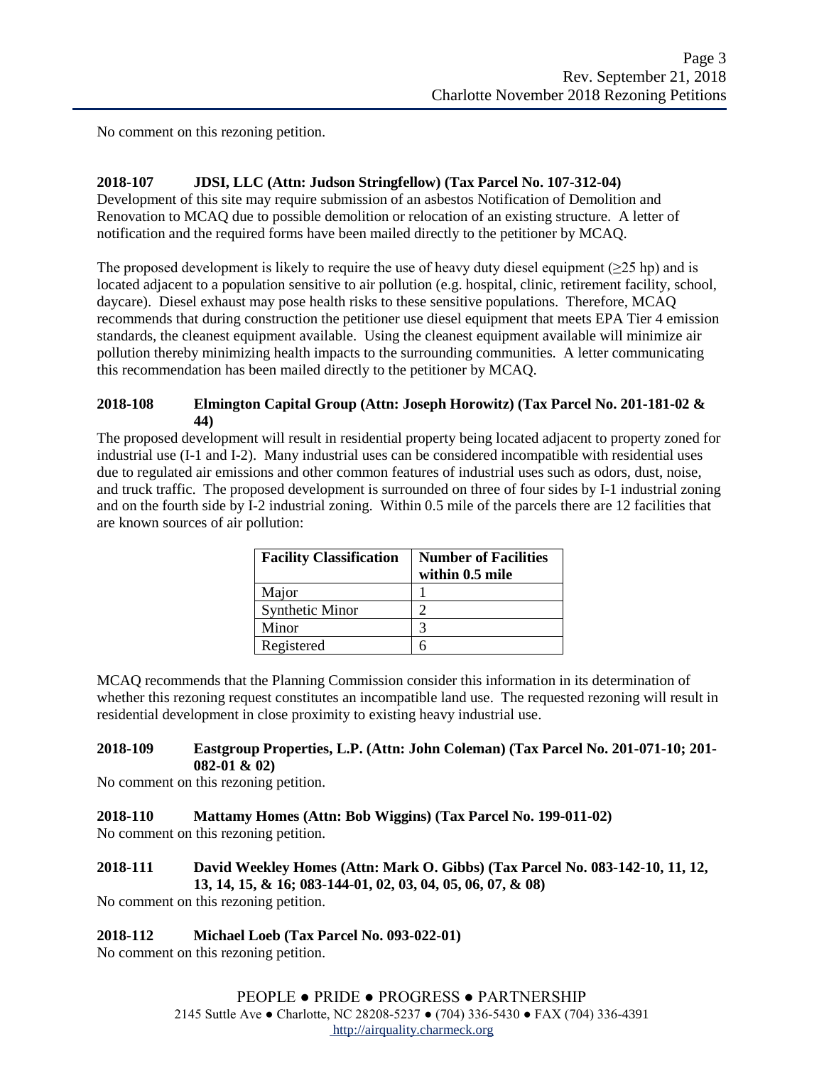No comment on this rezoning petition.

**2018-107 JDSI, LLC (Attn: Judson Stringfellow) (Tax Parcel No. 107-312-04)**

Development of this site may require submission of an asbestos Notification of Demolition and Renovation to MCAQ due to possible demolition or relocation of an existing structure. A letter of notification and the required forms have been mailed directly to the petitioner by MCAQ.

The proposed development is likely to require the use of heavy duty diesel equipment (≥25 hp) and is located adjacent to a population sensitive to air pollution (e.g. hospital, clinic, retirement facility, school, daycare). Diesel exhaust may pose health risks to these sensitive populations. Therefore, MCAQ recommends that during construction the petitioner use diesel equipment that meets EPA Tier 4 emission standards, the cleanest equipment available. Using the cleanest equipment available will minimize air pollution thereby minimizing health impacts to the surrounding communities. A letter communicating this recommendation has been mailed directly to the petitioner by MCAQ.

**2018-108 Elmington Capital Group (Attn: Joseph Horowitz) (Tax Parcel No. 201-181-02 & 44)**

The proposed development will result in residential property being located adjacent to property zoned for industrial use (I-1 and I-2). Many industrial uses can be considered incompatible with residential uses due to regulated air emissions and other common features of industrial uses such as odors, dust, noise, and truck traffic. The proposed development is surrounded on three of four sides by I-1 industrial zoning and on the fourth side by I-2 industrial zoning. Within 0.5 mile of the parcels there are 12 facilities that are known sources of air pollution:

| Facility Classification | Number of Facilities within 0.5 mile |
|---|---|
| Major | 1 |
| Synthetic Minor | 2 |
| Minor | 3 |
| Registered | 6 |

MCAQ recommends that the Planning Commission consider this information in its determination of whether this rezoning request constitutes an incompatible land use. The requested rezoning will result in residential development in close proximity to existing heavy industrial use.

**2018-109 Eastgroup Properties, L.P. (Attn: John Coleman) (Tax Parcel No. 201-071-10; 201-082-01 & 02)**

No comment on this rezoning petition.

**2018-110 Mattamy Homes (Attn: Bob Wiggins) (Tax Parcel No. 199-011-02)**

No comment on this rezoning petition.

**2018-111 David Weekley Homes (Attn: Mark O. Gibbs) (Tax Parcel No. 083-142-10, 11, 12, 13, 14, 15, & 16; 083-144-01, 02, 03, 04, 05, 06, 07, & 08)**

No comment on this rezoning petition.

**2018-112 Michael Loeb (Tax Parcel No. 093-022-01)**

No comment on this rezoning petition.

PEOPLE ● PRIDE ● PROGRESS ● PARTNERSHIP
2145 Suttle Ave ● Charlotte, NC 28208-5237 ● (704) 336-5430 ● FAX (704) 336-4391
http://airquality.charmeck.org